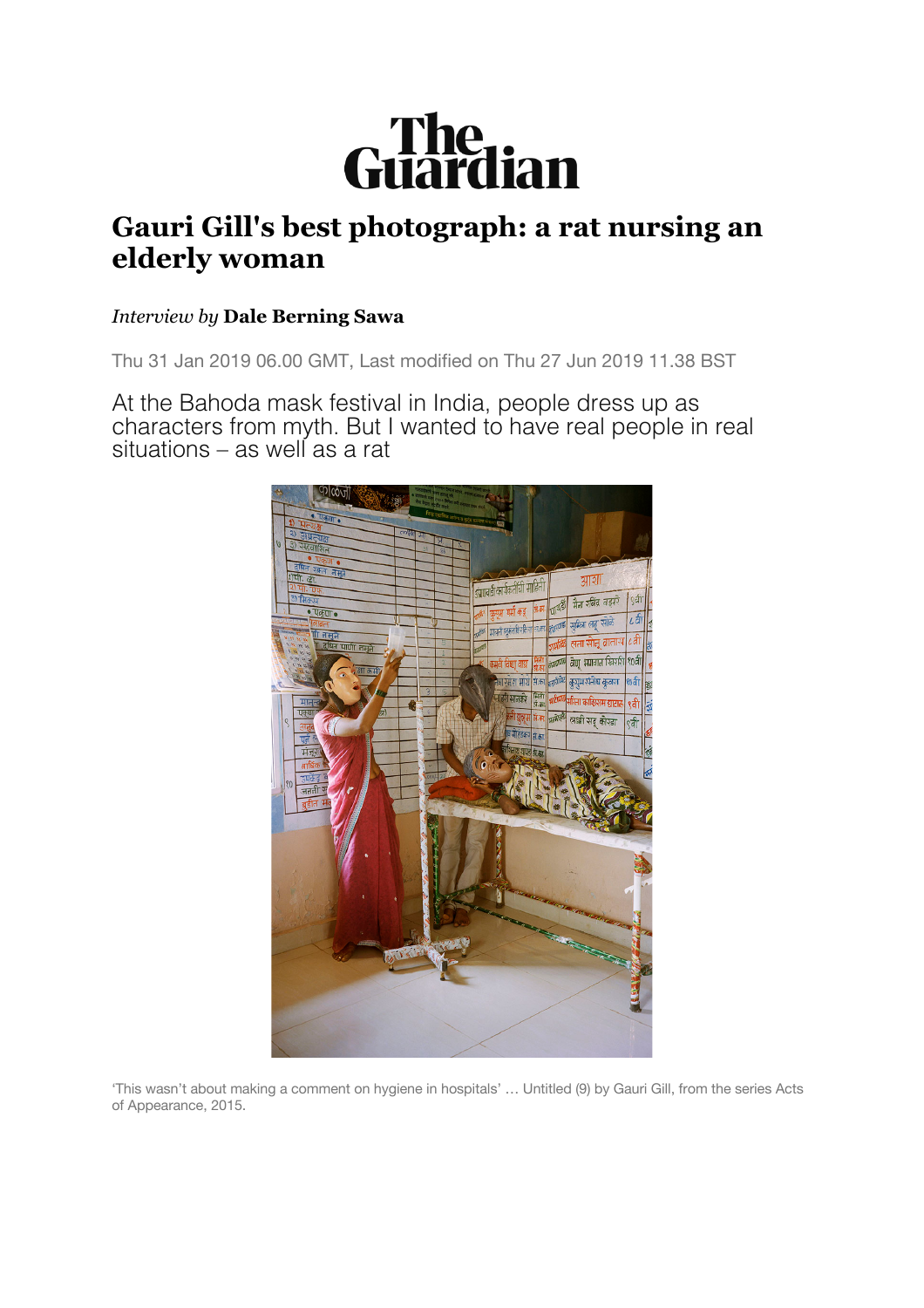# Gauri Gill's best photograph: a rat nursing an elderly woman

*Interview by* **Dale Berning Sawa**

Thu 31 Jan 2019 06.00 GMT, Last modified on Thu 27 Jun 2019 11.38 BST

At the Bahoda mask festival in India, people dress up as characters from myth. But I wanted to have real people in real situations – as well as a rat

'This wasn't about making a comment on hygiene in hospitals' … Untitled (9) by Gauri Gill, from the series Acts of Appearance, 2015.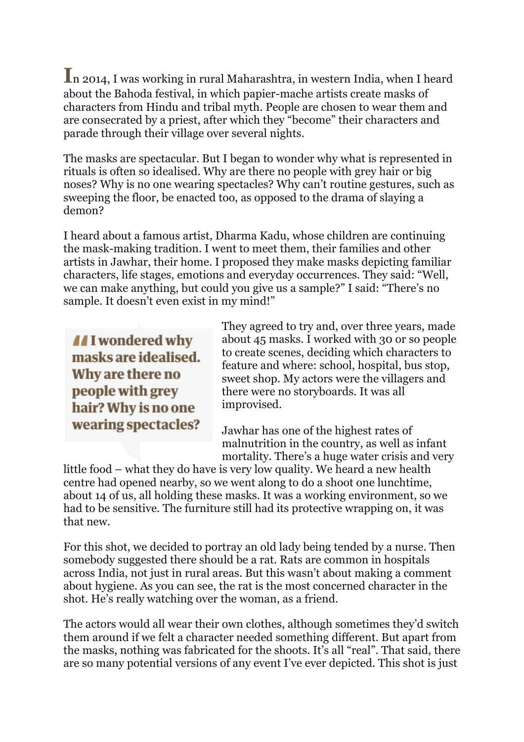In 2014, I was working in rural Maharashtra, in western India, when I heard about the Bahoda festival, in which papier-mache artists create masks of characters from Hindu and tribal myth. People are chosen to wear them and are consecrated by a priest, after which they "become" their characters and parade through their village over several nights.

The masks are spectacular. But I began to wonder why what is represented in rituals is often so idealised. Why are there no people with grey hair or big noses? Why is no one wearing spectacles? Why can't routine gestures, such as sweeping the floor, be enacted too, as opposed to the drama of slaying a demon?

I heard about a famous artist, Dharma Kadu, whose children are continuing the mask-making tradition. I went to meet them, their families and other artists in Jawhar, their home. I proposed they make masks depicting familiar characters, life stages, emotions and everyday occurrences. They said: "Well, we can make anything, but could you give us a sample?" I said: "There's no sample. It doesn't even exist in my mind!"

> **I wondered why masks are idealised. Why are there no people with grey hair? Why is no one wearing spectacles?**

They agreed to try and, over three years, made about 45 masks. I worked with 30 or so people to create scenes, deciding which characters to feature and where: school, hospital, bus stop, sweet shop. My actors were the villagers and there were no storyboards. It was all improvised.

Jawhar has one of the highest rates of malnutrition in the country, as well as infant mortality. There's a huge water crisis and very little food – what they do have is very low quality. We heard a new health centre had opened nearby, so we went along to do a shoot one lunchtime, about 14 of us, all holding these masks. It was a working environment, so we had to be sensitive. The furniture still had its protective wrapping on, it was that new.

For this shot, we decided to portray an old lady being tended by a nurse. Then somebody suggested there should be a rat. Rats are common in hospitals across India, not just in rural areas. But this wasn't about making a comment about hygiene. As you can see, the rat is the most concerned character in the shot. He's really watching over the woman, as a friend.

The actors would all wear their own clothes, although sometimes they'd switch them around if we felt a character needed something different. But apart from the masks, nothing was fabricated for the shoots. It's all "real". That said, there are so many potential versions of any event I've ever depicted. This shot is just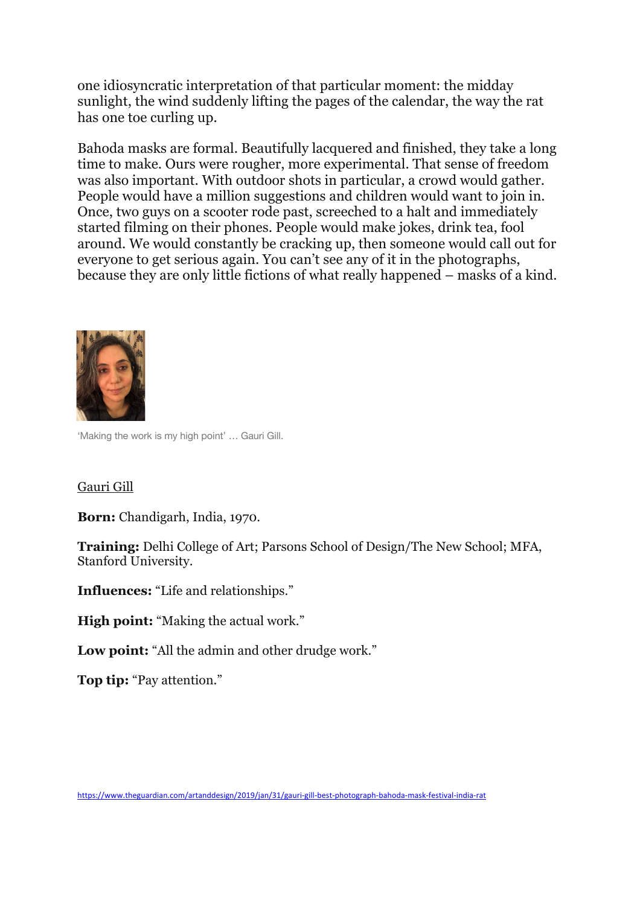one idiosyncratic interpretation of that particular moment: the midday sunlight, the wind suddenly lifting the pages of the calendar, the way the rat has one toe curling up.

Bahoda masks are formal. Beautifully lacquered and finished, they take a long time to make. Ours were rougher, more experimental. That sense of freedom was also important. With outdoor shots in particular, a crowd would gather. People would have a million suggestions and children would want to join in. Once, two guys on a scooter rode past, screeched to a halt and immediately started filming on their phones. People would make jokes, drink tea, fool around. We would constantly be cracking up, then someone would call out for everyone to get serious again. You can't see any of it in the photographs, because they are only little fictions of what really happened – masks of a kind.

'Making the work is my high point' … Gauri Gill.

Gauri Gill

**Born:** Chandigarh, India, 1970.

**Training:** Delhi College of Art; Parsons School of Design/The New School; MFA, Stanford University.

**Influences:** "Life and relationships."

**High point:** "Making the actual work."

**Low point:** "All the admin and other drudge work."

**Top tip:** "Pay attention."

https://www.theguardian.com/artanddesign/2019/jan/31/gauri-gill-best-photograph-bahoda-mask-festival-india-rat